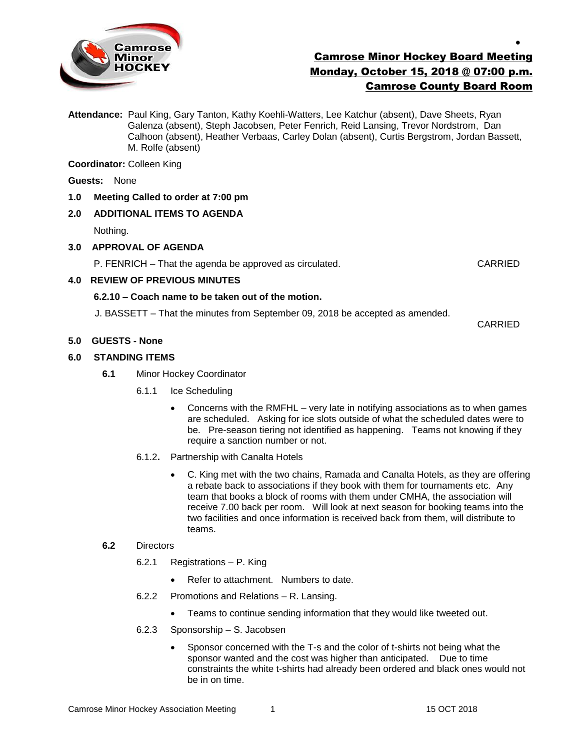# Camrose Minor Hockey Board Meeting
## Monday, October 15, 2018 @ 07:00 p.m.
## Camrose County Board Room

**Attendance:** Paul King, Gary Tanton, Kathy Koehli-Watters, Lee Katchur (absent), Dave Sheets, Ryan Galenza (absent), Steph Jacobsen, Peter Fenrich, Reid Lansing, Trevor Nordstrom, Dan Calhoon (absent), Heather Verbaas, Carley Dolan (absent), Curtis Bergstrom, Jordan Bassett, M. Rolfe (absent)

**Coordinator:** Colleen King

**Guests:** None

**1.0 Meeting Called to order at 7:00 pm**

**2.0 ADDITIONAL ITEMS TO AGENDA**

Nothing.

**3.0 APPROVAL OF AGENDA**

P. FENRICH – That the agenda be approved as circulated. CARRIED

**4.0 REVIEW OF PREVIOUS MINUTES**

**6.2.10 – Coach name to be taken out of the motion.**

J. BASSETT – That the minutes from September 09, 2018 be accepted as amended.

CARRIED

**5.0 GUESTS - None**

**6.0 STANDING ITEMS**

**6.1** Minor Hockey Coordinator

6.1.1 Ice Scheduling

- Concerns with the RMFHL – very late in notifying associations as to when games are scheduled. Asking for ice slots outside of what the scheduled dates were to be. Pre-season tiering not identified as happening. Teams not knowing if they require a sanction number or not.

6.1.2. Partnership with Canalta Hotels

- C. King met with the two chains, Ramada and Canalta Hotels, as they are offering a rebate back to associations if they book with them for tournaments etc. Any team that books a block of rooms with them under CMHA, the association will receive 7.00 back per room. Will look at next season for booking teams into the two facilities and once information is received back from them, will distribute to teams.

**6.2** Directors

6.2.1 Registrations – P. King

- Refer to attachment. Numbers to date.

6.2.2 Promotions and Relations – R. Lansing.

- Teams to continue sending information that they would like tweeted out.

6.2.3 Sponsorship – S. Jacobsen

- Sponsor concerned with the T-s and the color of t-shirts not being what the sponsor wanted and the cost was higher than anticipated. Due to time constraints the white t-shirts had already been ordered and black ones would not be in on time.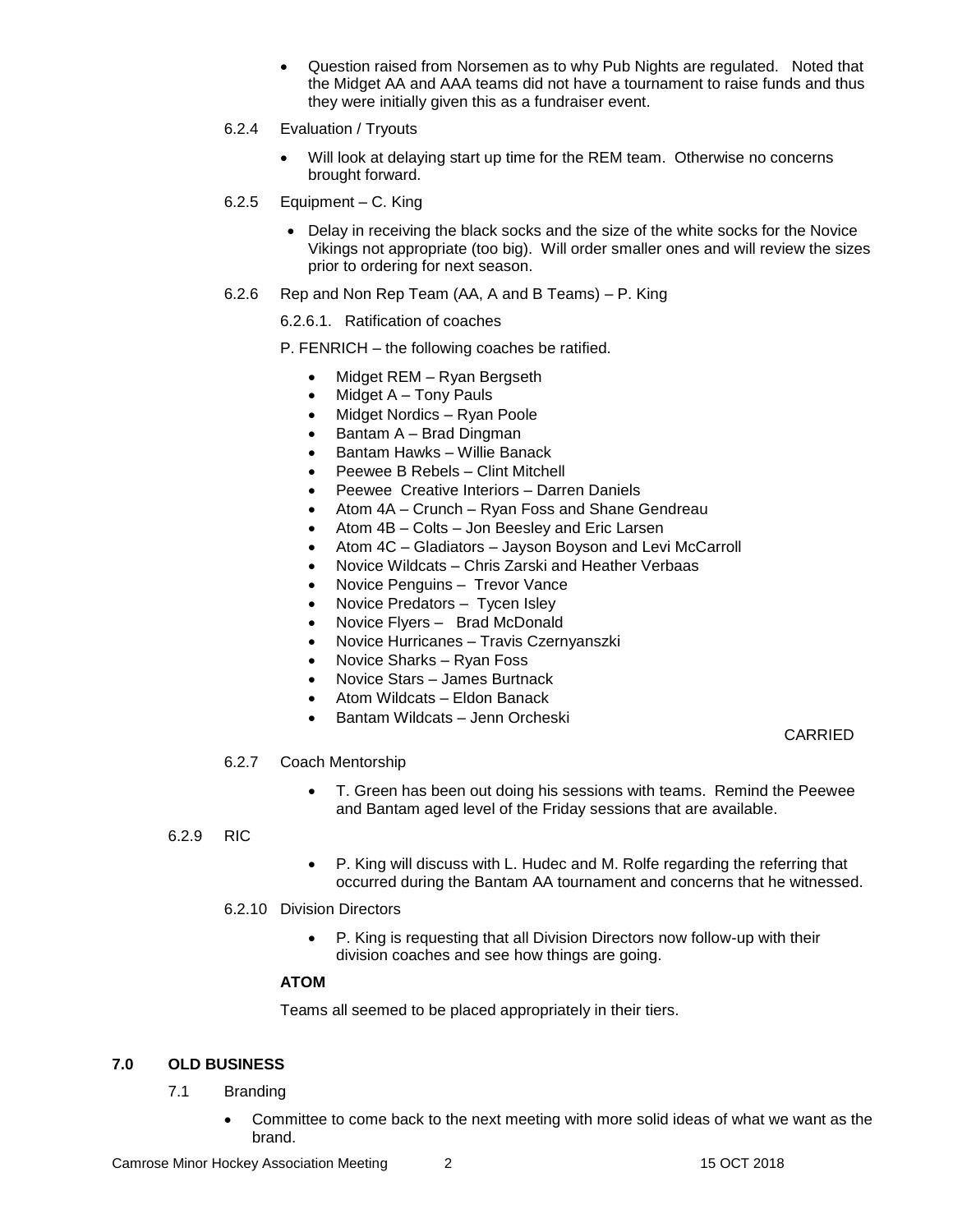- Question raised from Norsemen as to why Pub Nights are regulated. Noted that the Midget AA and AAA teams did not have a tournament to raise funds and thus they were initially given this as a fundraiser event.

6.2.4 Evaluation / Tryouts

- Will look at delaying start up time for the REM team. Otherwise no concerns brought forward.

6.2.5 Equipment – C. King

- Delay in receiving the black socks and the size of the white socks for the Novice Vikings not appropriate (too big). Will order smaller ones and will review the sizes prior to ordering for next season.

6.2.6 Rep and Non Rep Team (AA, A and B Teams) – P. King

6.2.6.1. Ratification of coaches

P. FENRICH – the following coaches be ratified.

- Midget REM – Ryan Bergseth
- Midget A – Tony Pauls
- Midget Nordics – Ryan Poole
- Bantam A – Brad Dingman
- Bantam Hawks – Willie Banack
- Peewee B Rebels – Clint Mitchell
- Peewee Creative Interiors – Darren Daniels
- Atom 4A – Crunch – Ryan Foss and Shane Gendreau
- Atom 4B – Colts – Jon Beesley and Eric Larsen
- Atom 4C – Gladiators – Jayson Boyson and Levi McCarroll
- Novice Wildcats – Chris Zarski and Heather Verbaas
- Novice Penguins – Trevor Vance
- Novice Predators – Tycen Isley
- Novice Flyers – Brad McDonald
- Novice Hurricanes – Travis Czernyanszki
- Novice Sharks – Ryan Foss
- Novice Stars – James Burtnack
- Atom Wildcats – Eldon Banack
- Bantam Wildcats – Jenn Orcheski

CARRIED

6.2.7 Coach Mentorship

- T. Green has been out doing his sessions with teams. Remind the Peewee and Bantam aged level of the Friday sessions that are available.

6.2.9 RIC

- P. King will discuss with L. Hudec and M. Rolfe regarding the referring that occurred during the Bantam AA tournament and concerns that he witnessed.

6.2.10 Division Directors

- P. King is requesting that all Division Directors now follow-up with their division coaches and see how things are going.

**ATOM**

Teams all seemed to be placed appropriately in their tiers.

## 7.0 OLD BUSINESS

7.1 Branding

- Committee to come back to the next meeting with more solid ideas of what we want as the brand.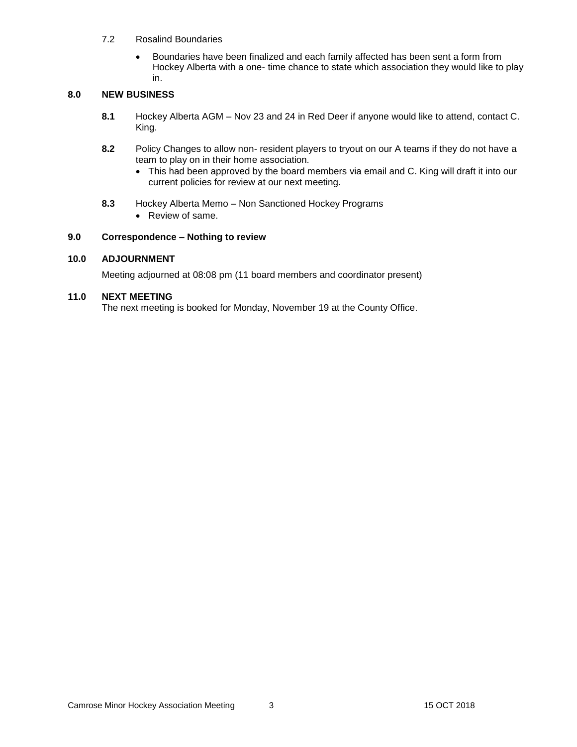7.2 Rosalind Boundaries

- Boundaries have been finalized and each family affected has been sent a form from Hockey Alberta with a one- time chance to state which association they would like to play in.

## 8.0 NEW BUSINESS

**8.1** Hockey Alberta AGM – Nov 23 and 24 in Red Deer if anyone would like to attend, contact C. King.

**8.2** Policy Changes to allow non- resident players to tryout on our A teams if they do not have a team to play on in their home association.

- This had been approved by the board members via email and C. King will draft it into our current policies for review at our next meeting.

**8.3** Hockey Alberta Memo – Non Sanctioned Hockey Programs

- Review of same.

## 9.0 Correspondence – Nothing to review

## 10.0 ADJOURNMENT

Meeting adjourned at 08:08 pm (11 board members and coordinator present)

## 11.0 NEXT MEETING

The next meeting is booked for Monday, November 19 at the County Office.